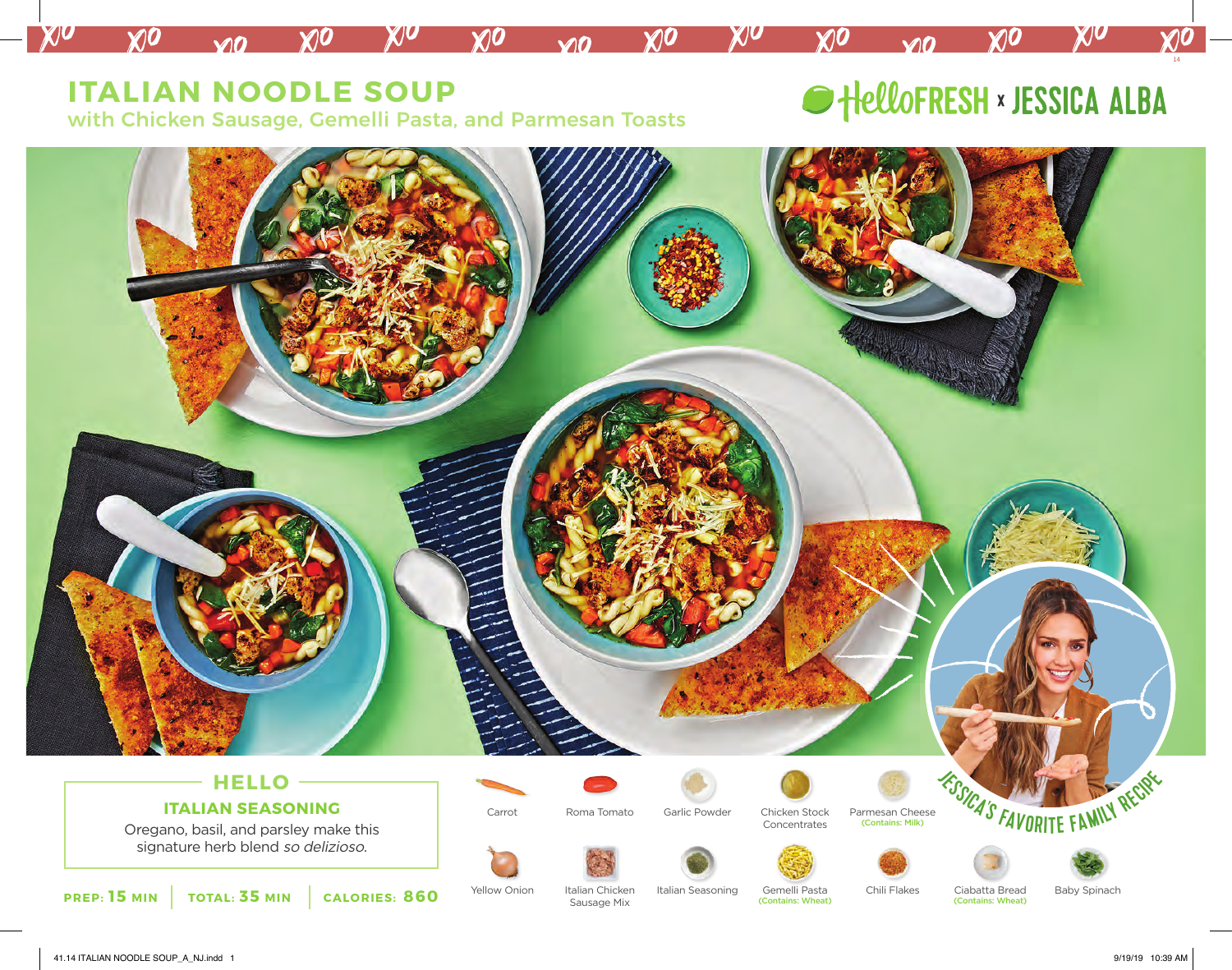# ITALIAN NOODLE SOUP

with Chicken Sausage, Gemelli Pasta, and Parmesan Toasts

HelloFRESH x JESSICA ALBA

JESSICA'S FAVORITE FAMILY RECIPE

## HELLO

### ITALIAN SEASONING

Oregano, basil, and parsley make this signature herb blend *so delizioso.*

**PREP: 15 MIN** | **TOTAL: 35 MIN** | **CALORIES: 860**

- Carrot
- Roma Tomato
- Garlic Powder
- Chicken Stock Concentrates
- Parmesan Cheese (Contains: Milk)
- Yellow Onion
- Italian Chicken Sausage Mix
- Italian Seasoning
- Gemelli Pasta (Contains: Wheat)
- Chili Flakes
- Ciabatta Bread (Contains: Wheat)
- Baby Spinach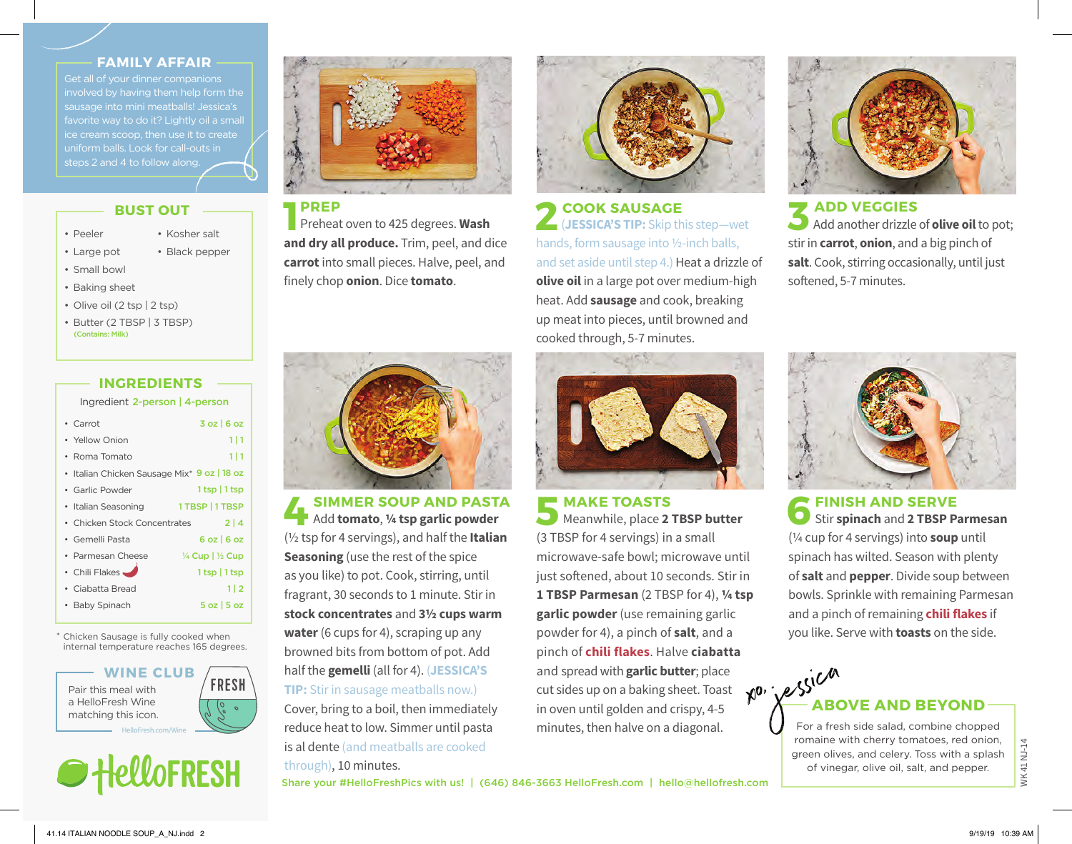## FAMILY AFFAIR

Get all of your dinner companions involved by having them help form the sausage into mini meatballs! Jessica's favorite way to do it? Lightly oil a small ice cream scoop, then use it to create uniform balls. Look for call-outs in steps 2 and 4 to follow along.

## BUST OUT

- Peeler
- Large pot
- Small bowl
- Baking sheet
- Olive oil (2 tsp | 2 tsp)
- Butter (2 TBSP | 3 TBSP)
  (Contains: Milk)
- Kosher salt
- Black pepper

## INGREDIENTS

| Ingredient | 2-person \| 4-person |
|---|---|
| Carrot | 3 oz \| 6 oz |
| Yellow Onion | 1 \| 1 |
| Roma Tomato | 1 \| 1 |
| Italian Chicken Sausage Mix* | 9 oz \| 18 oz |
| Garlic Powder | 1 tsp \| 1 tsp |
| Italian Seasoning | 1 TBSP \| 1 TBSP |
| Chicken Stock Concentrates | 2 \| 4 |
| Gemelli Pasta | 6 oz \| 6 oz |
| Parmesan Cheese | ¼ Cup \| ½ Cup |
| Chili Flakes | 1 tsp \| 1 tsp |
| Ciabatta Bread | 1 \| 2 |
| Baby Spinach | 5 oz \| 5 oz |

\* Chicken Sausage is fully cooked when internal temperature reaches 165 degrees.

## WINE CLUB

Pair this meal with a HelloFresh Wine matching this icon.

FRESH

HelloFresh.com/Wine

HelloFRESH

## 1 PREP

Preheat oven to 425 degrees. **Wash and dry all produce.** Trim, peel, and dice **carrot** into small pieces. Halve, peel, and finely chop **onion**. Dice **tomato**.

## 2 COOK SAUSAGE

(**JESSICA'S TIP:** Skip this step—wet hands, form sausage into ½-inch balls, and set aside until step 4.) Heat a drizzle of **olive oil** in a large pot over medium-high heat. Add **sausage** and cook, breaking up meat into pieces, until browned and cooked through, 5-7 minutes.

## 3 ADD VEGGIES

Add another drizzle of **olive oil** to pot; stir in **carrot**, **onion**, and a big pinch of **salt**. Cook, stirring occasionally, until just softened, 5-7 minutes.

## 4 SIMMER SOUP AND PASTA

Add **tomato**, **¼ tsp garlic powder** (½ tsp for 4 servings), and half the **Italian Seasoning** (use the rest of the spice as you like) to pot. Cook, stirring, until fragrant, 30 seconds to 1 minute. Stir in **stock concentrates** and **3½ cups warm water** (6 cups for 4), scraping up any browned bits from bottom of pot. Add half the **gemelli** (all for 4). (**JESSICA'S TIP:** Stir in sausage meatballs now.) Cover, bring to a boil, then immediately reduce heat to low. Simmer until pasta is al dente (and meatballs are cooked through), 10 minutes.

## 5 MAKE TOASTS

Meanwhile, place **2 TBSP butter** (3 TBSP for 4 servings) in a small microwave-safe bowl; microwave until just softened, about 10 seconds. Stir in **1 TBSP Parmesan** (2 TBSP for 4), **¼ tsp garlic powder** (use remaining garlic powder for 4), a pinch of **salt**, and a pinch of **chili flakes**. Halve **ciabatta** and spread with **garlic butter**; place cut sides up on a baking sheet. Toast in oven until golden and crispy, 4-5 minutes, then halve on a diagonal.

## 6 FINISH AND SERVE

Stir **spinach** and **2 TBSP Parmesan** (¼ cup for 4 servings) into **soup** until spinach has wilted. Season with plenty of **salt** and **pepper**. Divide soup between bowls. Sprinkle with remaining Parmesan and a pinch of remaining **chili flakes** if you like. Serve with **toasts** on the side.

xo, Jessica

## ABOVE AND BEYOND

For a fresh side salad, combine chopped romaine with cherry tomatoes, red onion, green olives, and celery. Toss with a splash of vinegar, olive oil, salt, and pepper.

Share your #HelloFreshPics with us! | (646) 846-3663 HelloFresh.com | hello@hellofresh.com

WK 41 NJ-14